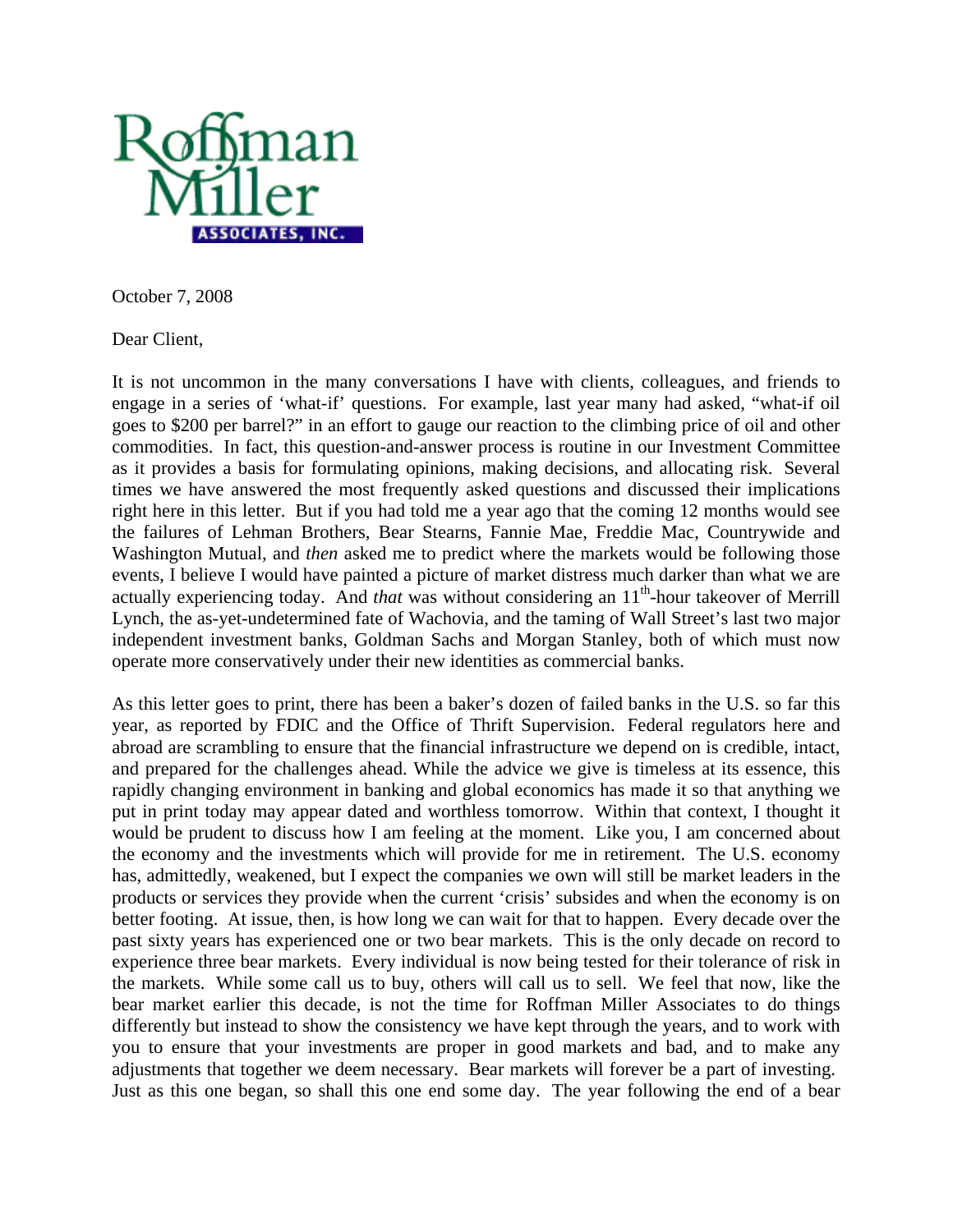Roffman Miller ASSOCIATES, INC.

October 7, 2008

Dear Client,

It is not uncommon in the many conversations I have with clients, colleagues, and friends to engage in a series of 'what-if' questions. For example, last year many had asked, "what-if oil goes to $200 per barrel?" in an effort to gauge our reaction to the climbing price of oil and other commodities. In fact, this question-and-answer process is routine in our Investment Committee as it provides a basis for formulating opinions, making decisions, and allocating risk. Several times we have answered the most frequently asked questions and discussed their implications right here in this letter. But if you had told me a year ago that the coming 12 months would see the failures of Lehman Brothers, Bear Stearns, Fannie Mae, Freddie Mac, Countrywide and Washington Mutual, and *then* asked me to predict where the markets would be following those events, I believe I would have painted a picture of market distress much darker than what we are actually experiencing today. And *that* was without considering an 11th-hour takeover of Merrill Lynch, the as-yet-undetermined fate of Wachovia, and the taming of Wall Street's last two major independent investment banks, Goldman Sachs and Morgan Stanley, both of which must now operate more conservatively under their new identities as commercial banks.

As this letter goes to print, there has been a baker's dozen of failed banks in the U.S. so far this year, as reported by FDIC and the Office of Thrift Supervision. Federal regulators here and abroad are scrambling to ensure that the financial infrastructure we depend on is credible, intact, and prepared for the challenges ahead. While the advice we give is timeless at its essence, this rapidly changing environment in banking and global economics has made it so that anything we put in print today may appear dated and worthless tomorrow. Within that context, I thought it would be prudent to discuss how I am feeling at the moment. Like you, I am concerned about the economy and the investments which will provide for me in retirement. The U.S. economy has, admittedly, weakened, but I expect the companies we own will still be market leaders in the products or services they provide when the current 'crisis' subsides and when the economy is on better footing. At issue, then, is how long we can wait for that to happen. Every decade over the past sixty years has experienced one or two bear markets. This is the only decade on record to experience three bear markets. Every individual is now being tested for their tolerance of risk in the markets. While some call us to buy, others will call us to sell. We feel that now, like the bear market earlier this decade, is not the time for Roffman Miller Associates to do things differently but instead to show the consistency we have kept through the years, and to work with you to ensure that your investments are proper in good markets and bad, and to make any adjustments that together we deem necessary. Bear markets will forever be a part of investing. Just as this one began, so shall this one end some day. The year following the end of a bear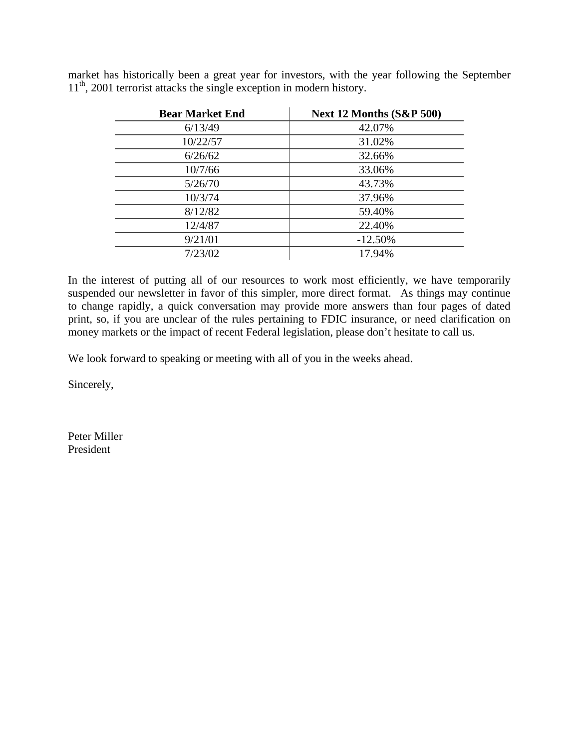market has historically been a great year for investors, with the year following the September 11th, 2001 terrorist attacks the single exception in modern history.

| Bear Market End | Next 12 Months (S&P 500) |
|---|---|
| 6/13/49 | 42.07% |
| 10/22/57 | 31.02% |
| 6/26/62 | 32.66% |
| 10/7/66 | 33.06% |
| 5/26/70 | 43.73% |
| 10/3/74 | 37.96% |
| 8/12/82 | 59.40% |
| 12/4/87 | 22.40% |
| 9/21/01 | -12.50% |
| 7/23/02 | 17.94% |

In the interest of putting all of our resources to work most efficiently, we have temporarily suspended our newsletter in favor of this simpler, more direct format. As things may continue to change rapidly, a quick conversation may provide more answers than four pages of dated print, so, if you are unclear of the rules pertaining to FDIC insurance, or need clarification on money markets or the impact of recent Federal legislation, please don't hesitate to call us.

We look forward to speaking or meeting with all of you in the weeks ahead.

Sincerely,

Peter Miller
President